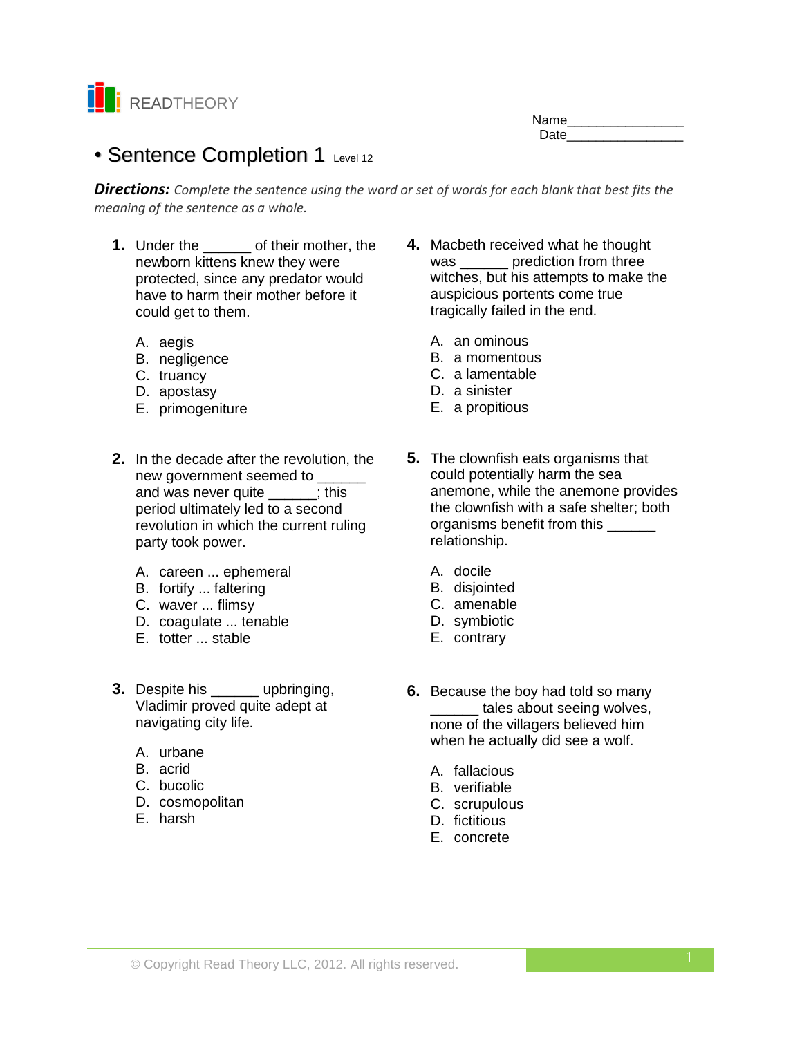READTHEORY

Name________________
Date________________

# • Sentence Completion 1 Level 12

***Directions:*** *Complete the sentence using the word or set of words for each blank that best fits the meaning of the sentence as a whole.*

**1.** Under the ______ of their mother, the newborn kittens knew they were protected, since any predator would have to harm their mother before it could get to them.

A. aegis
B. negligence
C. truancy
D. apostasy
E. primogeniture

**2.** In the decade after the revolution, the new government seemed to ______ and was never quite ______; this period ultimately led to a second revolution in which the current ruling party took power.

A. careen ... ephemeral
B. fortify ... faltering
C. waver ... flimsy
D. coagulate ... tenable
E. totter ... stable

**3.** Despite his ______ upbringing, Vladimir proved quite adept at navigating city life.

A. urbane
B. acrid
C. bucolic
D. cosmopolitan
E. harsh

**4.** Macbeth received what he thought was ______ prediction from three witches, but his attempts to make the auspicious portents come true tragically failed in the end.

A. an ominous
B. a momentous
C. a lamentable
D. a sinister
E. a propitious

**5.** The clownfish eats organisms that could potentially harm the sea anemone, while the anemone provides the clownfish with a safe shelter; both organisms benefit from this ______ relationship.

A. docile
B. disjointed
C. amenable
D. symbiotic
E. contrary

**6.** Because the boy had told so many ______ tales about seeing wolves, none of the villagers believed him when he actually did see a wolf.

A. fallacious
B. verifiable
C. scrupulous
D. fictitious
E. concrete

© Copyright Read Theory LLC, 2012. All rights reserved.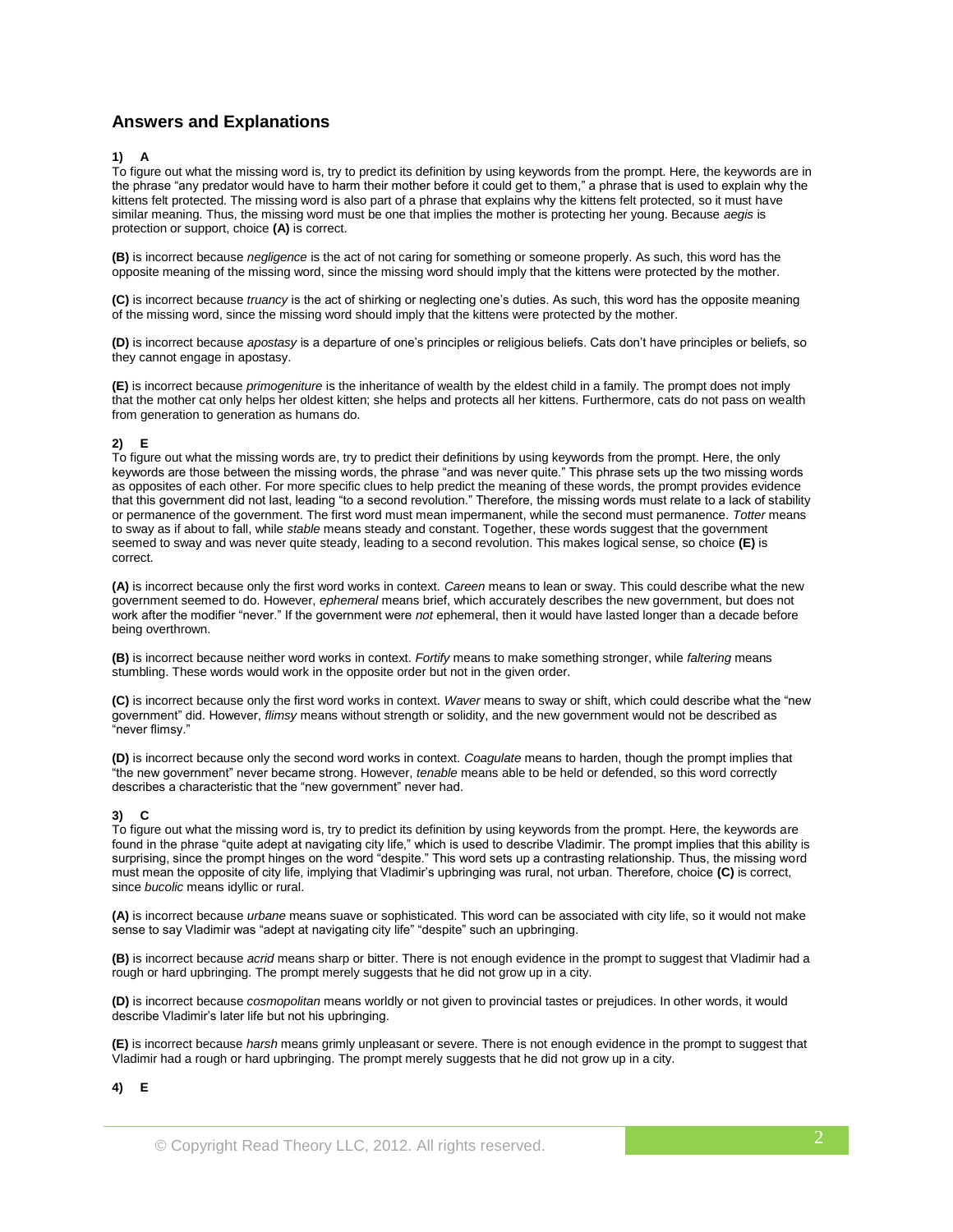## Answers and Explanations

**1) A**

To figure out what the missing word is, try to predict its definition by using keywords from the prompt. Here, the keywords are in the phrase "any predator would have to harm their mother before it could get to them," a phrase that is used to explain why the kittens felt protected. The missing word is also part of a phrase that explains why the kittens felt protected, so it must have similar meaning. Thus, the missing word must be one that implies the mother is protecting her young. Because *aegis* is protection or support, choice **(A)** is correct.

**(B)** is incorrect because *negligence* is the act of not caring for something or someone properly. As such, this word has the opposite meaning of the missing word, since the missing word should imply that the kittens were protected by the mother.

**(C)** is incorrect because *truancy* is the act of shirking or neglecting one's duties. As such, this word has the opposite meaning of the missing word, since the missing word should imply that the kittens were protected by the mother.

**(D)** is incorrect because *apostasy* is a departure of one's principles or religious beliefs. Cats don't have principles or beliefs, so they cannot engage in apostasy.

**(E)** is incorrect because *primogeniture* is the inheritance of wealth by the eldest child in a family. The prompt does not imply that the mother cat only helps her oldest kitten; she helps and protects all her kittens. Furthermore, cats do not pass on wealth from generation to generation as humans do.

**2) E**

To figure out what the missing words are, try to predict their definitions by using keywords from the prompt. Here, the only keywords are those between the missing words, the phrase "and was never quite." This phrase sets up the two missing words as opposites of each other. For more specific clues to help predict the meaning of these words, the prompt provides evidence that this government did not last, leading "to a second revolution." Therefore, the missing words must relate to a lack of stability or permanence of the government. The first word must mean impermanent, while the second must permanence. *Totter* means to sway as if about to fall, while *stable* means steady and constant. Together, these words suggest that the government seemed to sway and was never quite steady, leading to a second revolution. This makes logical sense, so choice **(E)** is correct.

**(A)** is incorrect because only the first word works in context. *Careen* means to lean or sway. This could describe what the new government seemed to do. However, *ephemeral* means brief, which accurately describes the new government, but does not work after the modifier "never." If the government were *not* ephemeral, then it would have lasted longer than a decade before being overthrown.

**(B)** is incorrect because neither word works in context. *Fortify* means to make something stronger, while *faltering* means stumbling. These words would work in the opposite order but not in the given order.

**(C)** is incorrect because only the first word works in context. *Waver* means to sway or shift, which could describe what the "new government" did. However, *flimsy* means without strength or solidity, and the new government would not be described as "never flimsy."

**(D)** is incorrect because only the second word works in context. *Coagulate* means to harden, though the prompt implies that "the new government" never became strong. However, *tenable* means able to be held or defended, so this word correctly describes a characteristic that the "new government" never had.

**3) C**

To figure out what the missing word is, try to predict its definition by using keywords from the prompt. Here, the keywords are found in the phrase "quite adept at navigating city life," which is used to describe Vladimir. The prompt implies that this ability is surprising, since the prompt hinges on the word "despite." This word sets up a contrasting relationship. Thus, the missing word must mean the opposite of city life, implying that Vladimir's upbringing was rural, not urban. Therefore, choice **(C)** is correct, since *bucolic* means idyllic or rural.

**(A)** is incorrect because *urbane* means suave or sophisticated. This word can be associated with city life, so it would not make sense to say Vladimir was "adept at navigating city life" "despite" such an upbringing.

**(B)** is incorrect because *acrid* means sharp or bitter. There is not enough evidence in the prompt to suggest that Vladimir had a rough or hard upbringing. The prompt merely suggests that he did not grow up in a city.

**(D)** is incorrect because *cosmopolitan* means worldly or not given to provincial tastes or prejudices. In other words, it would describe Vladimir's later life but not his upbringing.

**(E)** is incorrect because *harsh* means grimly unpleasant or severe. There is not enough evidence in the prompt to suggest that Vladimir had a rough or hard upbringing. The prompt merely suggests that he did not grow up in a city.

**4) E**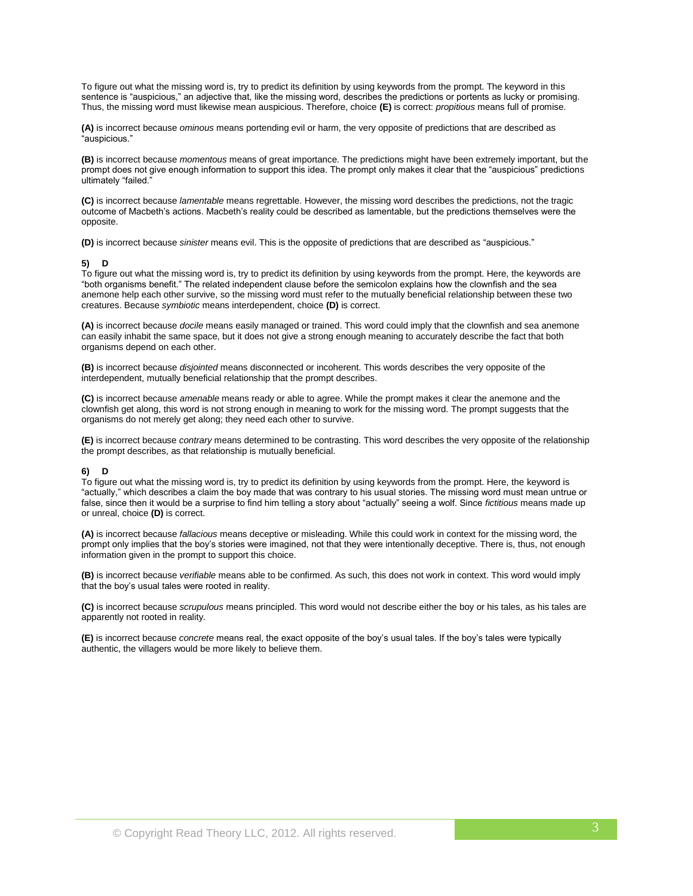To figure out what the missing word is, try to predict its definition by using keywords from the prompt. The keyword in this sentence is "auspicious," an adjective that, like the missing word, describes the predictions or portents as lucky or promising. Thus, the missing word must likewise mean auspicious. Therefore, choice **(E)** is correct: *propitious* means full of promise.

**(A)** is incorrect because *ominous* means portending evil or harm, the very opposite of predictions that are described as "auspicious."

**(B)** is incorrect because *momentous* means of great importance. The predictions might have been extremely important, but the prompt does not give enough information to support this idea. The prompt only makes it clear that the "auspicious" predictions ultimately "failed."

**(C)** is incorrect because *lamentable* means regrettable. However, the missing word describes the predictions, not the tragic outcome of Macbeth's actions. Macbeth's reality could be described as lamentable, but the predictions themselves were the opposite.

**(D)** is incorrect because *sinister* means evil. This is the opposite of predictions that are described as "auspicious."

**5) D**

To figure out what the missing word is, try to predict its definition by using keywords from the prompt. Here, the keywords are "both organisms benefit." The related independent clause before the semicolon explains how the clownfish and the sea anemone help each other survive, so the missing word must refer to the mutually beneficial relationship between these two creatures. Because *symbiotic* means interdependent, choice **(D)** is correct.

**(A)** is incorrect because *docile* means easily managed or trained. This word could imply that the clownfish and sea anemone can easily inhabit the same space, but it does not give a strong enough meaning to accurately describe the fact that both organisms depend on each other.

**(B)** is incorrect because *disjointed* means disconnected or incoherent. This words describes the very opposite of the interdependent, mutually beneficial relationship that the prompt describes.

**(C)** is incorrect because *amenable* means ready or able to agree. While the prompt makes it clear the anemone and the clownfish get along, this word is not strong enough in meaning to work for the missing word. The prompt suggests that the organisms do not merely get along; they need each other to survive.

**(E)** is incorrect because *contrary* means determined to be contrasting. This word describes the very opposite of the relationship the prompt describes, as that relationship is mutually beneficial.

**6) D**

To figure out what the missing word is, try to predict its definition by using keywords from the prompt. Here, the keyword is "actually," which describes a claim the boy made that was contrary to his usual stories. The missing word must mean untrue or false, since then it would be a surprise to find him telling a story about "actually" seeing a wolf. Since *fictitious* means made up or unreal, choice **(D)** is correct.

**(A)** is incorrect because *fallacious* means deceptive or misleading. While this could work in context for the missing word, the prompt only implies that the boy's stories were imagined, not that they were intentionally deceptive. There is, thus, not enough information given in the prompt to support this choice.

**(B)** is incorrect because *verifiable* means able to be confirmed. As such, this does not work in context. This word would imply that the boy's usual tales were rooted in reality.

**(C)** is incorrect because *scrupulous* means principled. This word would not describe either the boy or his tales, as his tales are apparently not rooted in reality.

**(E)** is incorrect because *concrete* means real, the exact opposite of the boy's usual tales. If the boy's tales were typically authentic, the villagers would be more likely to believe them.